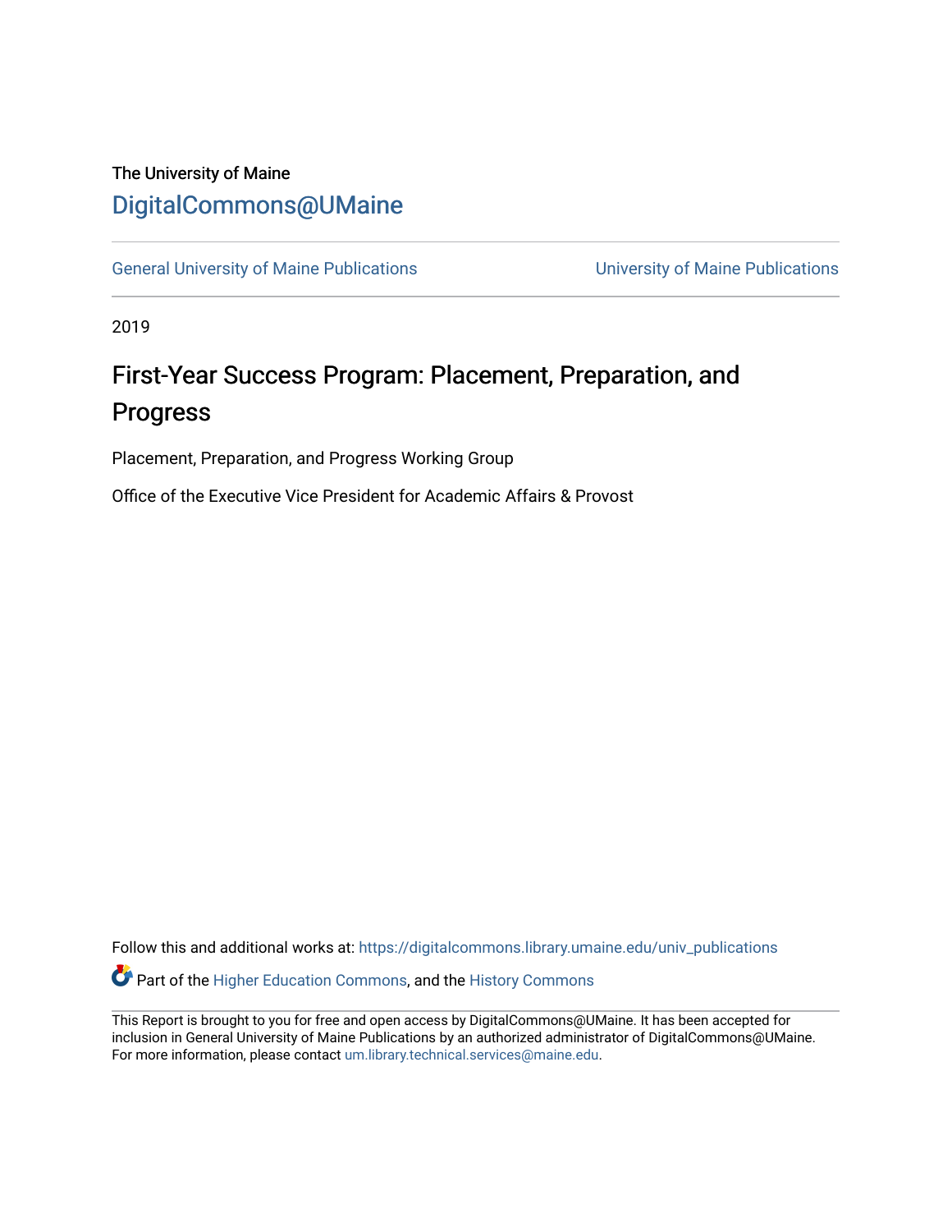The University of Maine

# DigitalCommons@UMaine

General University of Maine Publications | University of Maine Publications

2019

## First-Year Success Program: Placement, Preparation, and Progress

Placement, Preparation, and Progress Working Group

Office of the Executive Vice President for Academic Affairs & Provost

Follow this and additional works at: https://digitalcommons.library.umaine.edu/univ_publications

Part of the Higher Education Commons, and the History Commons

This Report is brought to you for free and open access by DigitalCommons@UMaine. It has been accepted for inclusion in General University of Maine Publications by an authorized administrator of DigitalCommons@UMaine. For more information, please contact um.library.technical.services@maine.edu.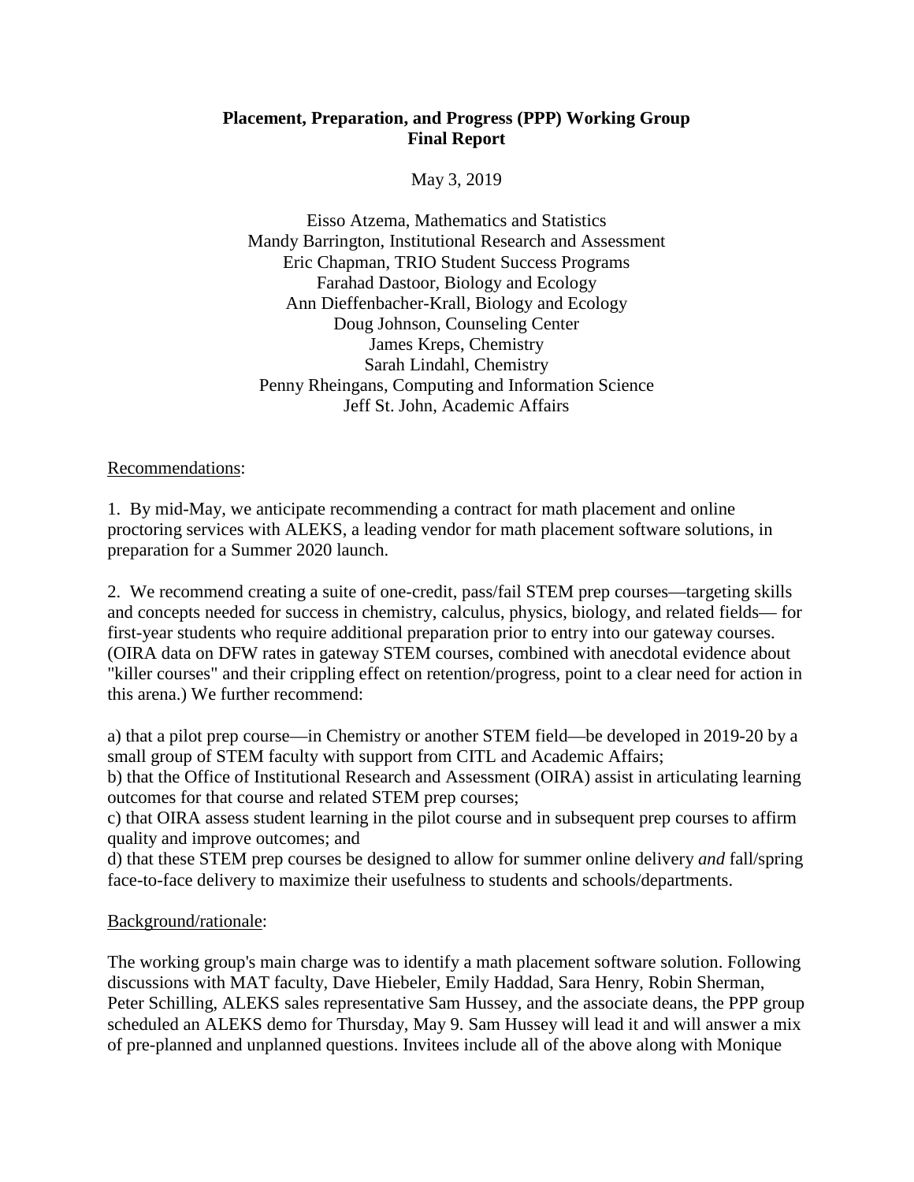**Placement, Preparation, and Progress (PPP) Working Group**
**Final Report**

May 3, 2019

Eisso Atzema, Mathematics and Statistics
Mandy Barrington, Institutional Research and Assessment
Eric Chapman, TRIO Student Success Programs
Farahad Dastoor, Biology and Ecology
Ann Dieffenbacher-Krall, Biology and Ecology
Doug Johnson, Counseling Center
James Kreps, Chemistry
Sarah Lindahl, Chemistry
Penny Rheingans, Computing and Information Science
Jeff St. John, Academic Affairs

Recommendations:

1. By mid-May, we anticipate recommending a contract for math placement and online proctoring services with ALEKS, a leading vendor for math placement software solutions, in preparation for a Summer 2020 launch.

2. We recommend creating a suite of one-credit, pass/fail STEM prep courses—targeting skills and concepts needed for success in chemistry, calculus, physics, biology, and related fields— for first-year students who require additional preparation prior to entry into our gateway courses. (OIRA data on DFW rates in gateway STEM courses, combined with anecdotal evidence about "killer courses" and their crippling effect on retention/progress, point to a clear need for action in this arena.) We further recommend:

a) that a pilot prep course—in Chemistry or another STEM field—be developed in 2019-20 by a small group of STEM faculty with support from CITL and Academic Affairs;
b) that the Office of Institutional Research and Assessment (OIRA) assist in articulating learning outcomes for that course and related STEM prep courses;
c) that OIRA assess student learning in the pilot course and in subsequent prep courses to affirm quality and improve outcomes; and
d) that these STEM prep courses be designed to allow for summer online delivery *and* fall/spring face-to-face delivery to maximize their usefulness to students and schools/departments.

Background/rationale:

The working group's main charge was to identify a math placement software solution. Following discussions with MAT faculty, Dave Hiebeler, Emily Haddad, Sara Henry, Robin Sherman, Peter Schilling, ALEKS sales representative Sam Hussey, and the associate deans, the PPP group scheduled an ALEKS demo for Thursday, May 9. Sam Hussey will lead it and will answer a mix of pre-planned and unplanned questions. Invitees include all of the above along with Monique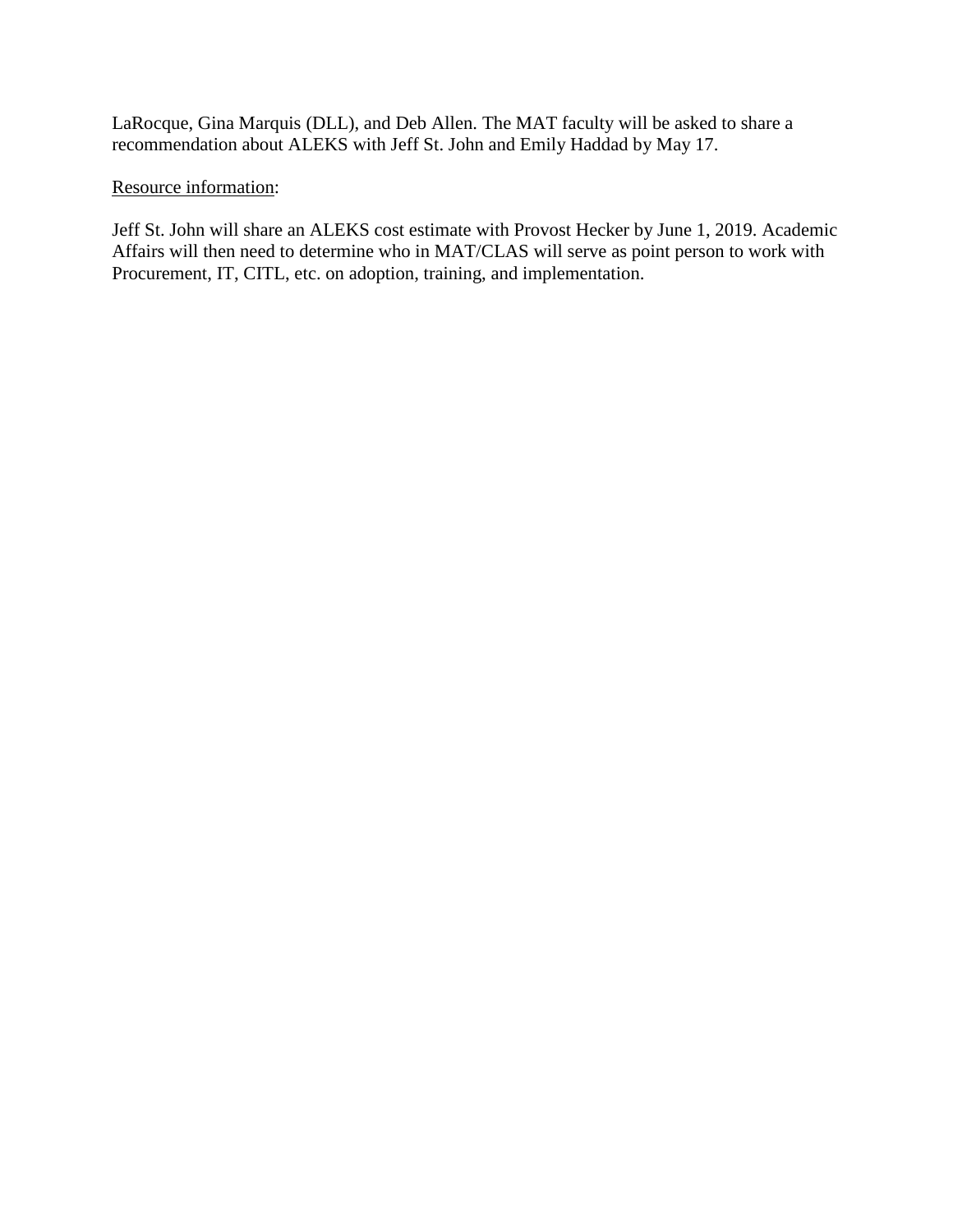LaRocque, Gina Marquis (DLL), and Deb Allen. The MAT faculty will be asked to share a recommendation about ALEKS with Jeff St. John and Emily Haddad by May 17.

Resource information:

Jeff St. John will share an ALEKS cost estimate with Provost Hecker by June 1, 2019. Academic Affairs will then need to determine who in MAT/CLAS will serve as point person to work with Procurement, IT, CITL, etc. on adoption, training, and implementation.